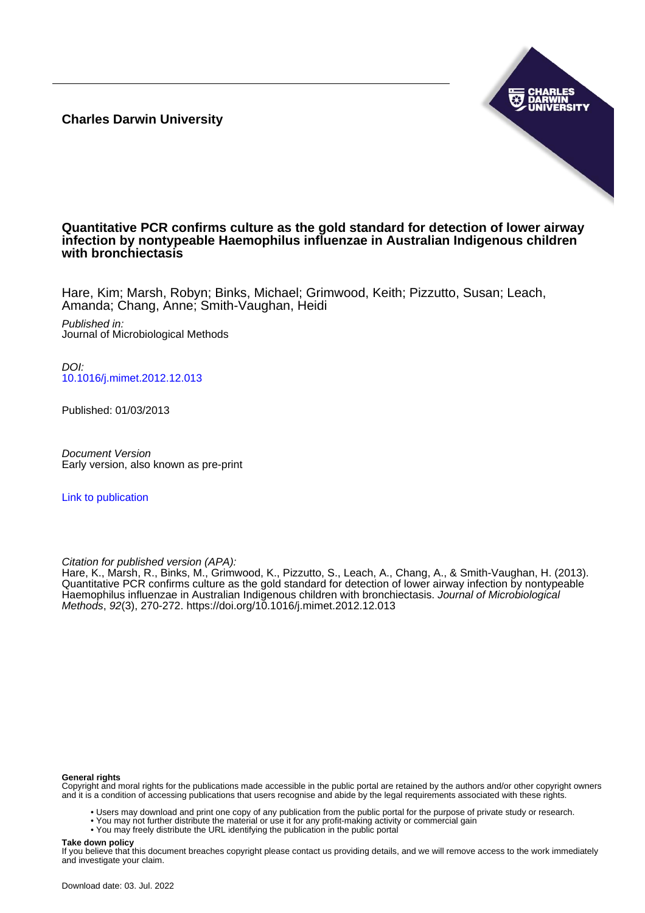**Charles Darwin University**

# Quantitative PCR confirms culture as the gold standard for detection of lower airway infection by nontypeable Haemophilus influenzae in Australian Indigenous children with bronchiectasis

Hare, Kim; Marsh, Robyn; Binks, Michael; Grimwood, Keith; Pizzutto, Susan; Leach, Amanda; Chang, Anne; Smith-Vaughan, Heidi

*Published in:*
Journal of Microbiological Methods

*DOI:*
10.1016/j.mimet.2012.12.013

Published: 01/03/2013

*Document Version*
Early version, also known as pre-print

Link to publication

*Citation for published version (APA):*
Hare, K., Marsh, R., Binks, M., Grimwood, K., Pizzutto, S., Leach, A., Chang, A., & Smith-Vaughan, H. (2013). Quantitative PCR confirms culture as the gold standard for detection of lower airway infection by nontypeable Haemophilus influenzae in Australian Indigenous children with bronchiectasis. *Journal of Microbiological Methods*, *92*(3), 270-272. https://doi.org/10.1016/j.mimet.2012.12.013

**General rights**
Copyright and moral rights for the publications made accessible in the public portal are retained by the authors and/or other copyright owners and it is a condition of accessing publications that users recognise and abide by the legal requirements associated with these rights.

- Users may download and print one copy of any publication from the public portal for the purpose of private study or research.
- You may not further distribute the material or use it for any profit-making activity or commercial gain
- You may freely distribute the URL identifying the publication in the public portal

**Take down policy**
If you believe that this document breaches copyright please contact us providing details, and we will remove access to the work immediately and investigate your claim.

Download date: 03. Jul. 2022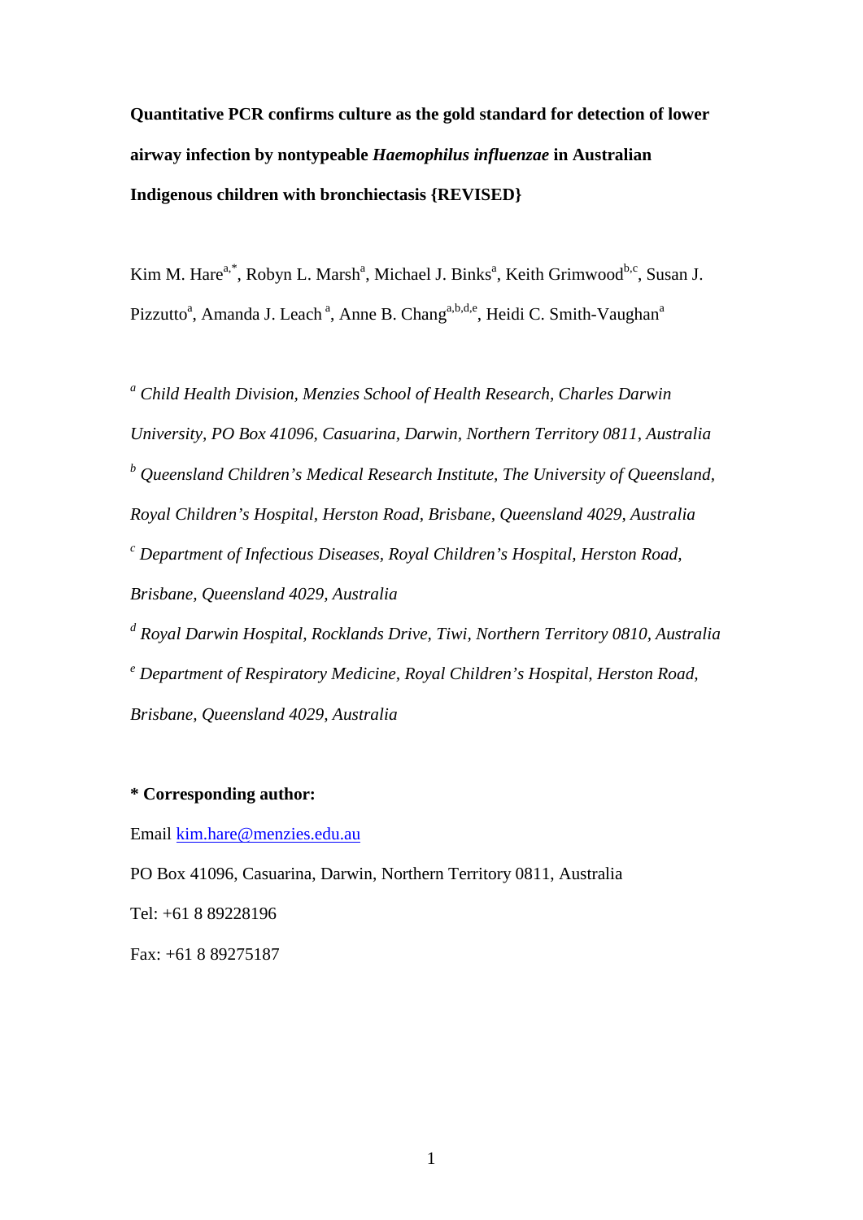**Quantitative PCR confirms culture as the gold standard for detection of lower airway infection by nontypeable *Haemophilus influenzae* in Australian Indigenous children with bronchiectasis {REVISED}**

Kim M. Hare[a,*], Robyn L. Marsh[a], Michael J. Binks[a], Keith Grimwood[b,c], Susan J. Pizzutto[a], Amanda J. Leach [a], Anne B. Chang[a,b,d,e], Heidi C. Smith-Vaughan[a]

[a] *Child Health Division, Menzies School of Health Research, Charles Darwin University, PO Box 41096, Casuarina, Darwin, Northern Territory 0811, Australia*

[b] *Queensland Children's Medical Research Institute, The University of Queensland, Royal Children's Hospital, Herston Road, Brisbane, Queensland 4029, Australia*

[c] *Department of Infectious Diseases, Royal Children's Hospital, Herston Road, Brisbane, Queensland 4029, Australia*

[d] *Royal Darwin Hospital, Rocklands Drive, Tiwi, Northern Territory 0810, Australia*

[e] *Department of Respiratory Medicine, Royal Children's Hospital, Herston Road, Brisbane, Queensland 4029, Australia*

**\* Corresponding author:**

Email kim.hare@menzies.edu.au

PO Box 41096, Casuarina, Darwin, Northern Territory 0811, Australia

Tel: +61 8 89228196

Fax: +61 8 89275187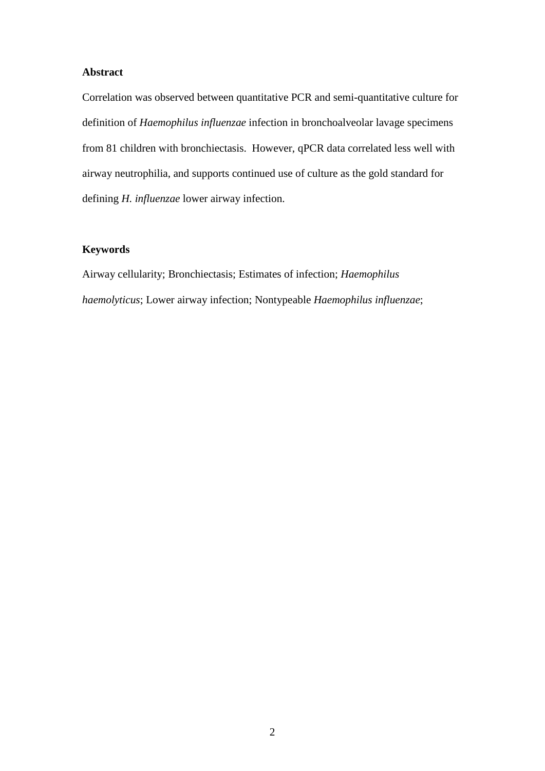**Abstract**

Correlation was observed between quantitative PCR and semi-quantitative culture for definition of *Haemophilus influenzae* infection in bronchoalveolar lavage specimens from 81 children with bronchiectasis. However, qPCR data correlated less well with airway neutrophilia, and supports continued use of culture as the gold standard for defining *H. influenzae* lower airway infection.

**Keywords**

Airway cellularity; Bronchiectasis; Estimates of infection; *Haemophilus haemolyticus*; Lower airway infection; Nontypeable *Haemophilus influenzae*;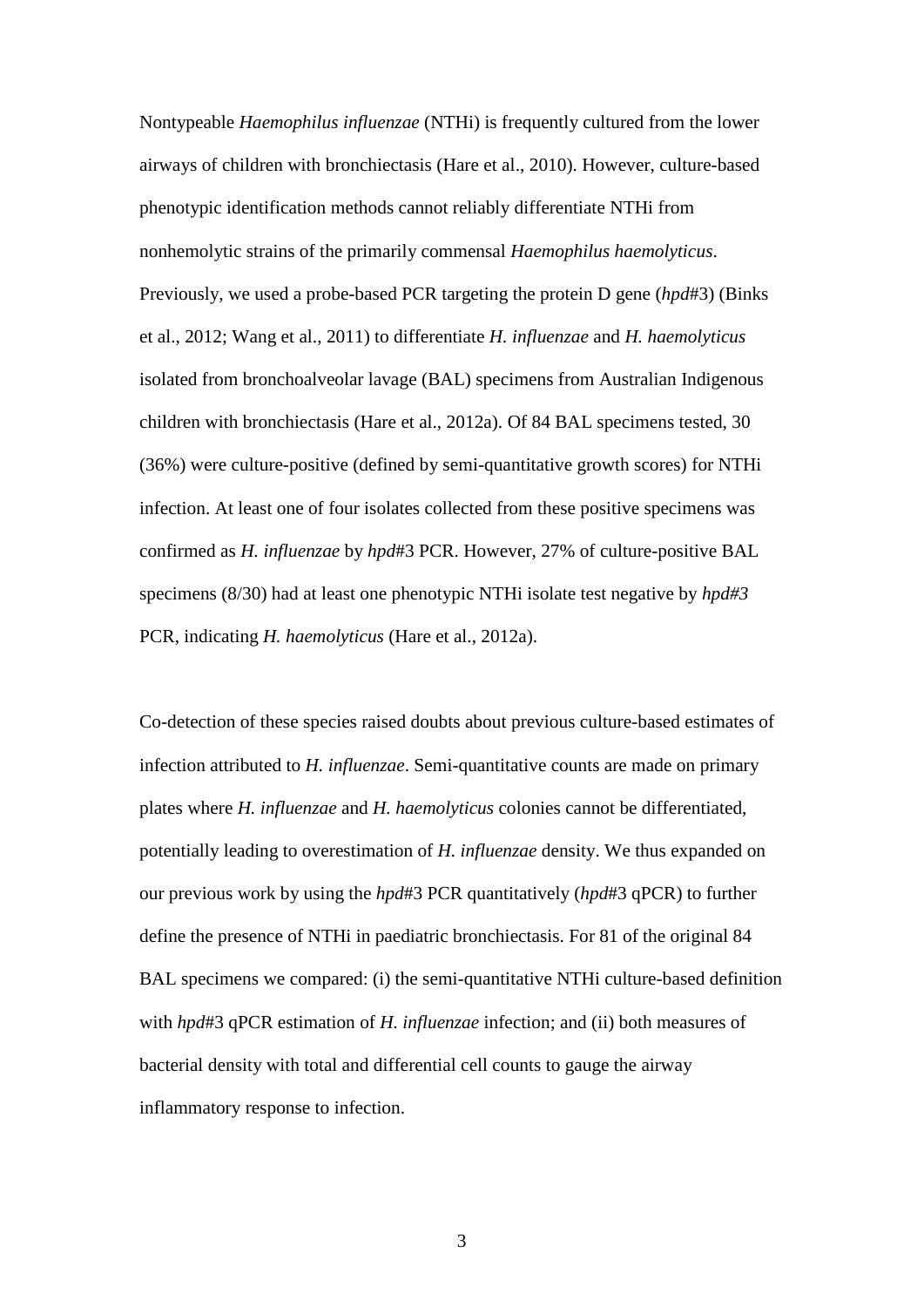Nontypeable *Haemophilus influenzae* (NTHi) is frequently cultured from the lower airways of children with bronchiectasis (Hare et al., 2010). However, culture-based phenotypic identification methods cannot reliably differentiate NTHi from nonhemolytic strains of the primarily commensal *Haemophilus haemolyticus*. Previously, we used a probe-based PCR targeting the protein D gene (*hpd*#3) (Binks et al., 2012; Wang et al., 2011) to differentiate *H. influenzae* and *H. haemolyticus* isolated from bronchoalveolar lavage (BAL) specimens from Australian Indigenous children with bronchiectasis (Hare et al., 2012a). Of 84 BAL specimens tested, 30 (36%) were culture-positive (defined by semi-quantitative growth scores) for NTHi infection. At least one of four isolates collected from these positive specimens was confirmed as *H. influenzae* by *hpd*#3 PCR. However, 27% of culture-positive BAL specimens (8/30) had at least one phenotypic NTHi isolate test negative by *hpd#3* PCR, indicating *H. haemolyticus* (Hare et al., 2012a).

Co-detection of these species raised doubts about previous culture-based estimates of infection attributed to *H. influenzae*. Semi-quantitative counts are made on primary plates where *H. influenzae* and *H. haemolyticus* colonies cannot be differentiated, potentially leading to overestimation of *H. influenzae* density. We thus expanded on our previous work by using the *hpd*#3 PCR quantitatively (*hpd*#3 qPCR) to further define the presence of NTHi in paediatric bronchiectasis. For 81 of the original 84 BAL specimens we compared: (i) the semi-quantitative NTHi culture-based definition with *hpd*#3 qPCR estimation of *H. influenzae* infection; and (ii) both measures of bacterial density with total and differential cell counts to gauge the airway inflammatory response to infection.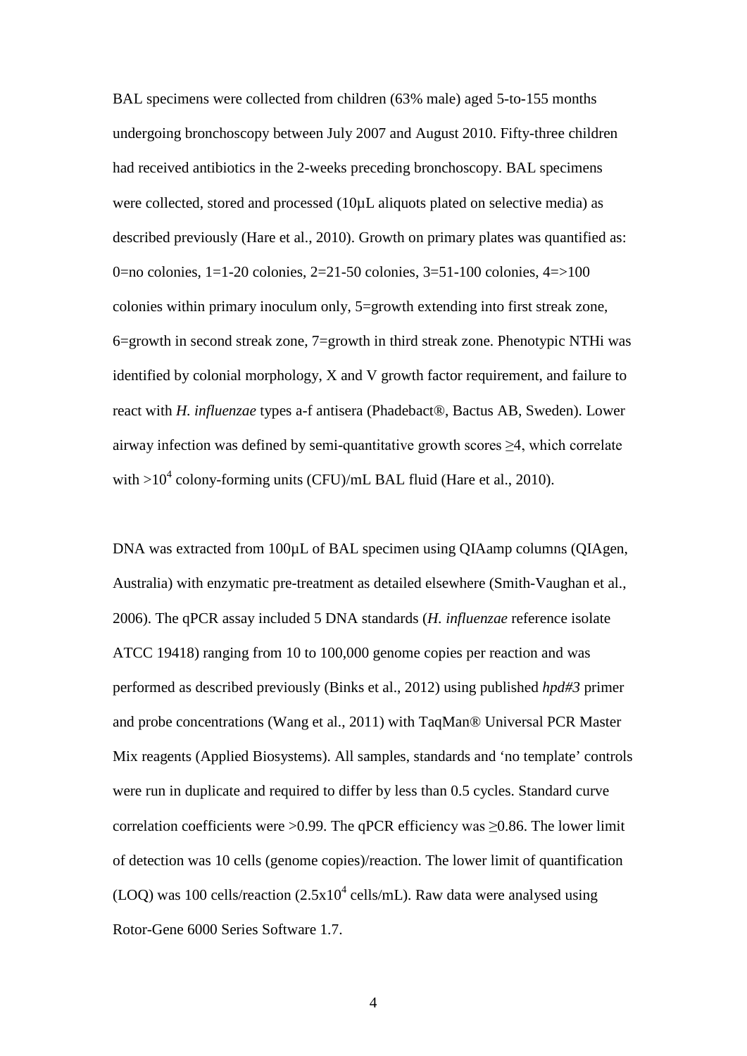BAL specimens were collected from children (63% male) aged 5-to-155 months undergoing bronchoscopy between July 2007 and August 2010. Fifty-three children had received antibiotics in the 2-weeks preceding bronchoscopy. BAL specimens were collected, stored and processed (10µL aliquots plated on selective media) as described previously (Hare et al., 2010). Growth on primary plates was quantified as: 0=no colonies, 1=1-20 colonies, 2=21-50 colonies, 3=51-100 colonies, 4=>100 colonies within primary inoculum only, 5=growth extending into first streak zone, 6=growth in second streak zone, 7=growth in third streak zone. Phenotypic NTHi was identified by colonial morphology, X and V growth factor requirement, and failure to react with *H. influenzae* types a-f antisera (Phadebact®, Bactus AB, Sweden). Lower airway infection was defined by semi-quantitative growth scores ≥4, which correlate with $>10^4$ colony-forming units (CFU)/mL BAL fluid (Hare et al., 2010).

DNA was extracted from 100µL of BAL specimen using QIAamp columns (QIAgen, Australia) with enzymatic pre-treatment as detailed elsewhere (Smith-Vaughan et al., 2006). The qPCR assay included 5 DNA standards (*H. influenzae* reference isolate ATCC 19418) ranging from 10 to 100,000 genome copies per reaction and was performed as described previously (Binks et al., 2012) using published *hpd#3* primer and probe concentrations (Wang et al., 2011) with TaqMan® Universal PCR Master Mix reagents (Applied Biosystems). All samples, standards and 'no template' controls were run in duplicate and required to differ by less than 0.5 cycles. Standard curve correlation coefficients were >0.99. The qPCR efficiency was ≥0.86. The lower limit of detection was 10 cells (genome copies)/reaction. The lower limit of quantification (LOQ) was 100 cells/reaction ($2.5\text{x}10^4$ cells/mL). Raw data were analysed using Rotor-Gene 6000 Series Software 1.7.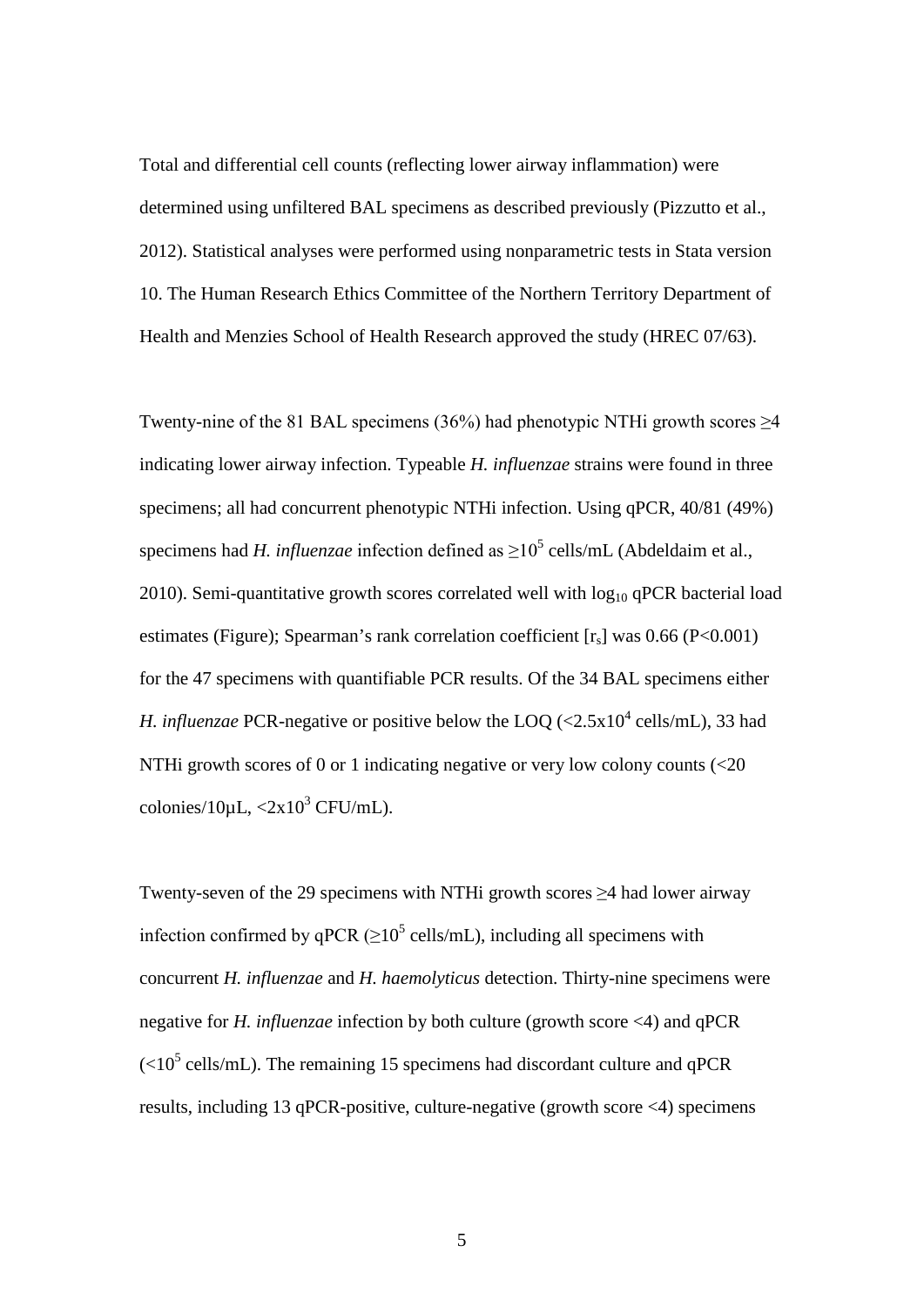Total and differential cell counts (reflecting lower airway inflammation) were determined using unfiltered BAL specimens as described previously (Pizzutto et al., 2012). Statistical analyses were performed using nonparametric tests in Stata version 10. The Human Research Ethics Committee of the Northern Territory Department of Health and Menzies School of Health Research approved the study (HREC 07/63).

Twenty-nine of the 81 BAL specimens (36%) had phenotypic NTHi growth scores ≥4 indicating lower airway infection. Typeable *H. influenzae* strains were found in three specimens; all had concurrent phenotypic NTHi infection. Using qPCR, 40/81 (49%) specimens had *H. influenzae* infection defined as $\geq 10^5$ cells/mL (Abdeldaim et al., 2010). Semi-quantitative growth scores correlated well with $\log_{10}$ qPCR bacterial load estimates (Figure); Spearman's rank correlation coefficient [$r_s$] was 0.66 ($P<0.001$) for the 47 specimens with quantifiable PCR results. Of the 34 BAL specimens either *H. influenzae* PCR-negative or positive below the LOQ ($<2.5\times10^4$ cells/mL), 33 had NTHi growth scores of 0 or 1 indicating negative or very low colony counts (<20 colonies/10μL, $<2\times10^3$ CFU/mL).

Twenty-seven of the 29 specimens with NTHi growth scores ≥4 had lower airway infection confirmed by qPCR ($\geq 10^5$ cells/mL), including all specimens with concurrent *H. influenzae* and *H. haemolyticus* detection. Thirty-nine specimens were negative for *H. influenzae* infection by both culture (growth score <4) and qPCR ($<10^5$ cells/mL). The remaining 15 specimens had discordant culture and qPCR results, including 13 qPCR-positive, culture-negative (growth score <4) specimens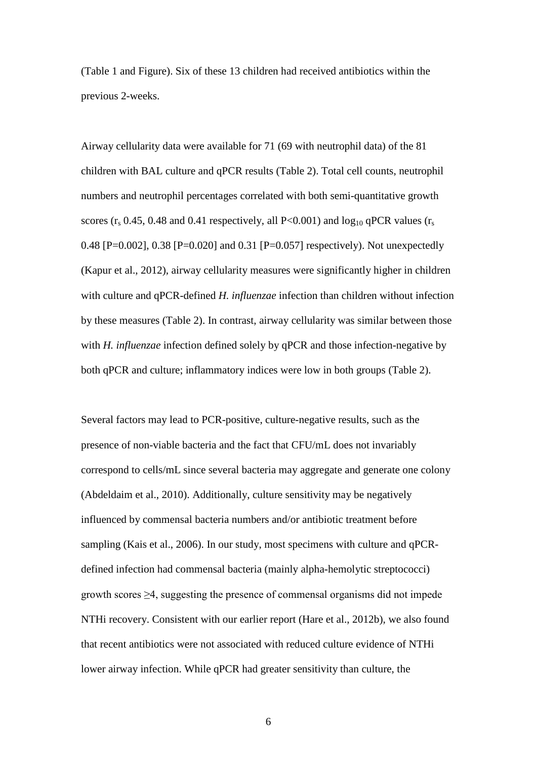(Table 1 and Figure). Six of these 13 children had received antibiotics within the previous 2-weeks.

Airway cellularity data were available for 71 (69 with neutrophil data) of the 81 children with BAL culture and qPCR results (Table 2). Total cell counts, neutrophil numbers and neutrophil percentages correlated with both semi-quantitative growth scores ($r_s$ 0.45, 0.48 and 0.41 respectively, all P<0.001) and $\log_{10}$ qPCR values ($r_s$ 0.48 [P=0.002], 0.38 [P=0.020] and 0.31 [P=0.057] respectively). Not unexpectedly (Kapur et al., 2012), airway cellularity measures were significantly higher in children with culture and qPCR-defined *H. influenzae* infection than children without infection by these measures (Table 2). In contrast, airway cellularity was similar between those with *H. influenzae* infection defined solely by qPCR and those infection-negative by both qPCR and culture; inflammatory indices were low in both groups (Table 2).

Several factors may lead to PCR-positive, culture-negative results, such as the presence of non-viable bacteria and the fact that CFU/mL does not invariably correspond to cells/mL since several bacteria may aggregate and generate one colony (Abdeldaim et al., 2010). Additionally, culture sensitivity may be negatively influenced by commensal bacteria numbers and/or antibiotic treatment before sampling (Kais et al., 2006). In our study, most specimens with culture and qPCR-defined infection had commensal bacteria (mainly alpha-hemolytic streptococci) growth scores ≥4, suggesting the presence of commensal organisms did not impede NTHi recovery. Consistent with our earlier report (Hare et al., 2012b), we also found that recent antibiotics were not associated with reduced culture evidence of NTHi lower airway infection. While qPCR had greater sensitivity than culture, the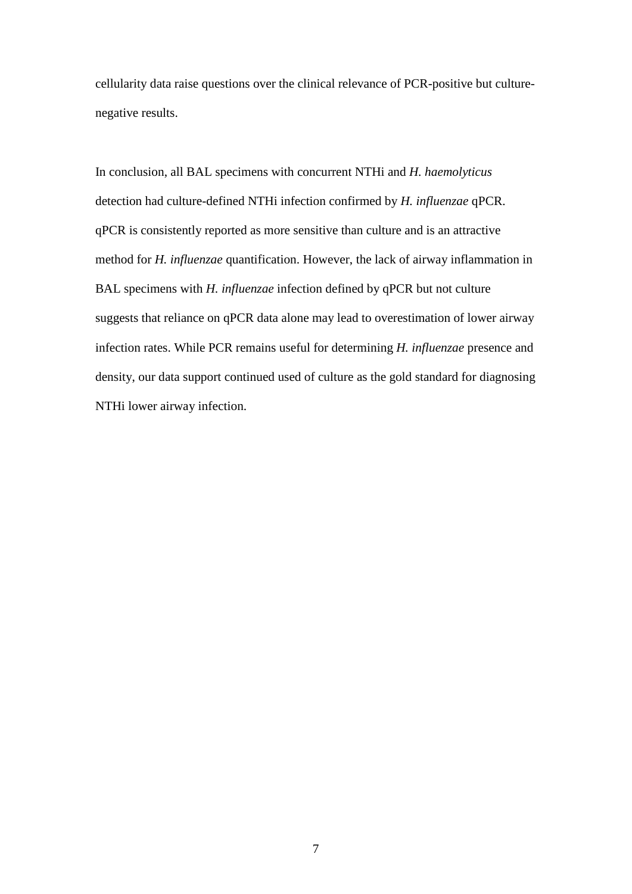cellularity data raise questions over the clinical relevance of PCR-positive but culture-negative results.

In conclusion, all BAL specimens with concurrent NTHi and *H. haemolyticus* detection had culture-defined NTHi infection confirmed by *H. influenzae* qPCR. qPCR is consistently reported as more sensitive than culture and is an attractive method for *H. influenzae* quantification. However, the lack of airway inflammation in BAL specimens with *H. influenzae* infection defined by qPCR but not culture suggests that reliance on qPCR data alone may lead to overestimation of lower airway infection rates. While PCR remains useful for determining *H. influenzae* presence and density, our data support continued used of culture as the gold standard for diagnosing NTHi lower airway infection.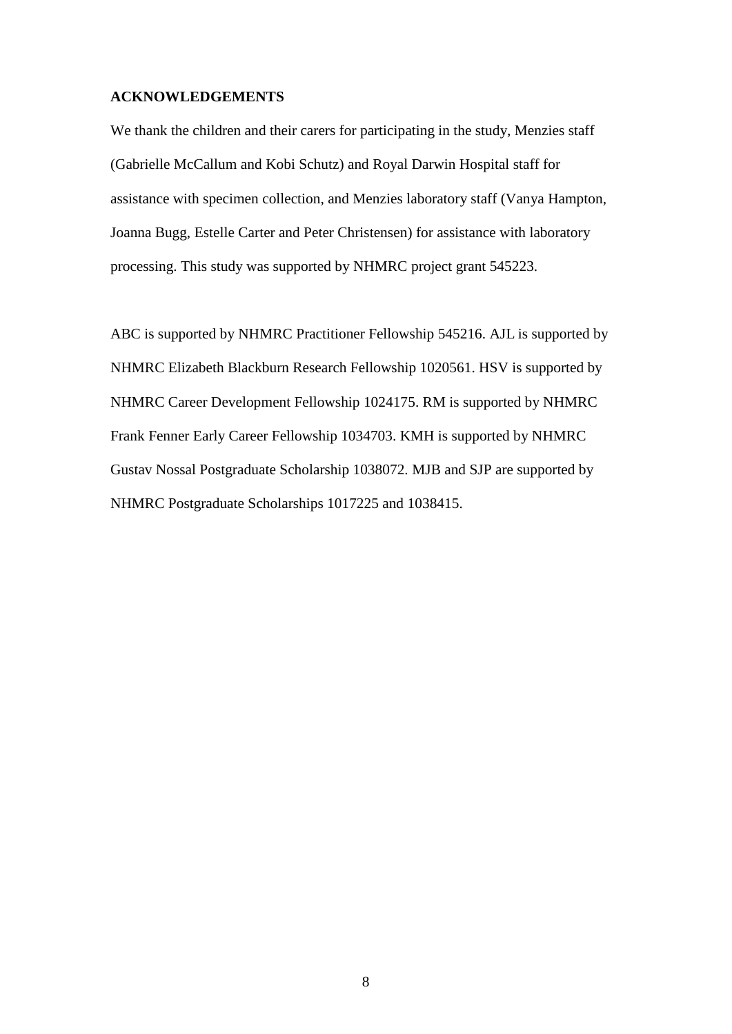## ACKNOWLEDGEMENTS

We thank the children and their carers for participating in the study, Menzies staff (Gabrielle McCallum and Kobi Schutz) and Royal Darwin Hospital staff for assistance with specimen collection, and Menzies laboratory staff (Vanya Hampton, Joanna Bugg, Estelle Carter and Peter Christensen) for assistance with laboratory processing. This study was supported by NHMRC project grant 545223.

ABC is supported by NHMRC Practitioner Fellowship 545216. AJL is supported by NHMRC Elizabeth Blackburn Research Fellowship 1020561. HSV is supported by NHMRC Career Development Fellowship 1024175. RM is supported by NHMRC Frank Fenner Early Career Fellowship 1034703. KMH is supported by NHMRC Gustav Nossal Postgraduate Scholarship 1038072. MJB and SJP are supported by NHMRC Postgraduate Scholarships 1017225 and 1038415.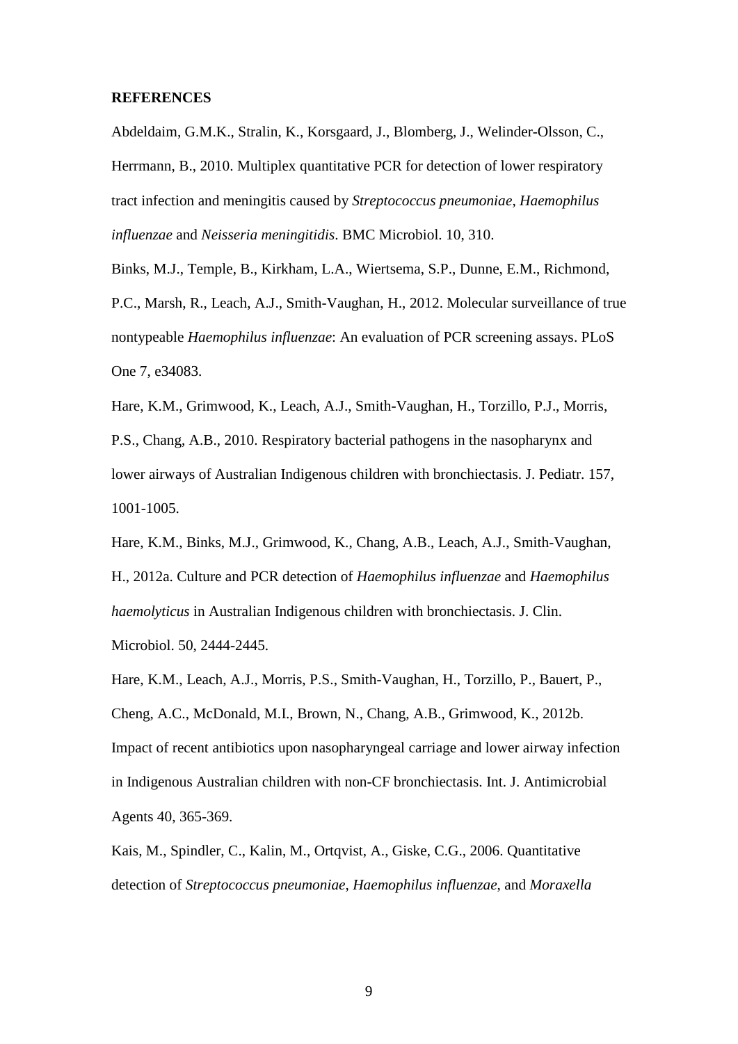**REFERENCES**

Abdeldaim, G.M.K., Stralin, K., Korsgaard, J., Blomberg, J., Welinder-Olsson, C., Herrmann, B., 2010. Multiplex quantitative PCR for detection of lower respiratory tract infection and meningitis caused by *Streptococcus pneumoniae*, *Haemophilus influenzae* and *Neisseria meningitidis*. BMC Microbiol. 10, 310.

Binks, M.J., Temple, B., Kirkham, L.A., Wiertsema, S.P., Dunne, E.M., Richmond, P.C., Marsh, R., Leach, A.J., Smith-Vaughan, H., 2012. Molecular surveillance of true nontypeable *Haemophilus influenzae*: An evaluation of PCR screening assays. PLoS One 7, e34083.

Hare, K.M., Grimwood, K., Leach, A.J., Smith-Vaughan, H., Torzillo, P.J., Morris, P.S., Chang, A.B., 2010. Respiratory bacterial pathogens in the nasopharynx and lower airways of Australian Indigenous children with bronchiectasis. J. Pediatr. 157, 1001-1005.

Hare, K.M., Binks, M.J., Grimwood, K., Chang, A.B., Leach, A.J., Smith-Vaughan, H., 2012a. Culture and PCR detection of *Haemophilus influenzae* and *Haemophilus haemolyticus* in Australian Indigenous children with bronchiectasis. J. Clin. Microbiol. 50, 2444-2445.

Hare, K.M., Leach, A.J., Morris, P.S., Smith-Vaughan, H., Torzillo, P., Bauert, P., Cheng, A.C., McDonald, M.I., Brown, N., Chang, A.B., Grimwood, K., 2012b. Impact of recent antibiotics upon nasopharyngeal carriage and lower airway infection in Indigenous Australian children with non-CF bronchiectasis. Int. J. Antimicrobial Agents 40, 365-369.

Kais, M., Spindler, C., Kalin, M., Ortqvist, A., Giske, C.G., 2006. Quantitative detection of *Streptococcus pneumoniae*, *Haemophilus influenzae*, and *Moraxella*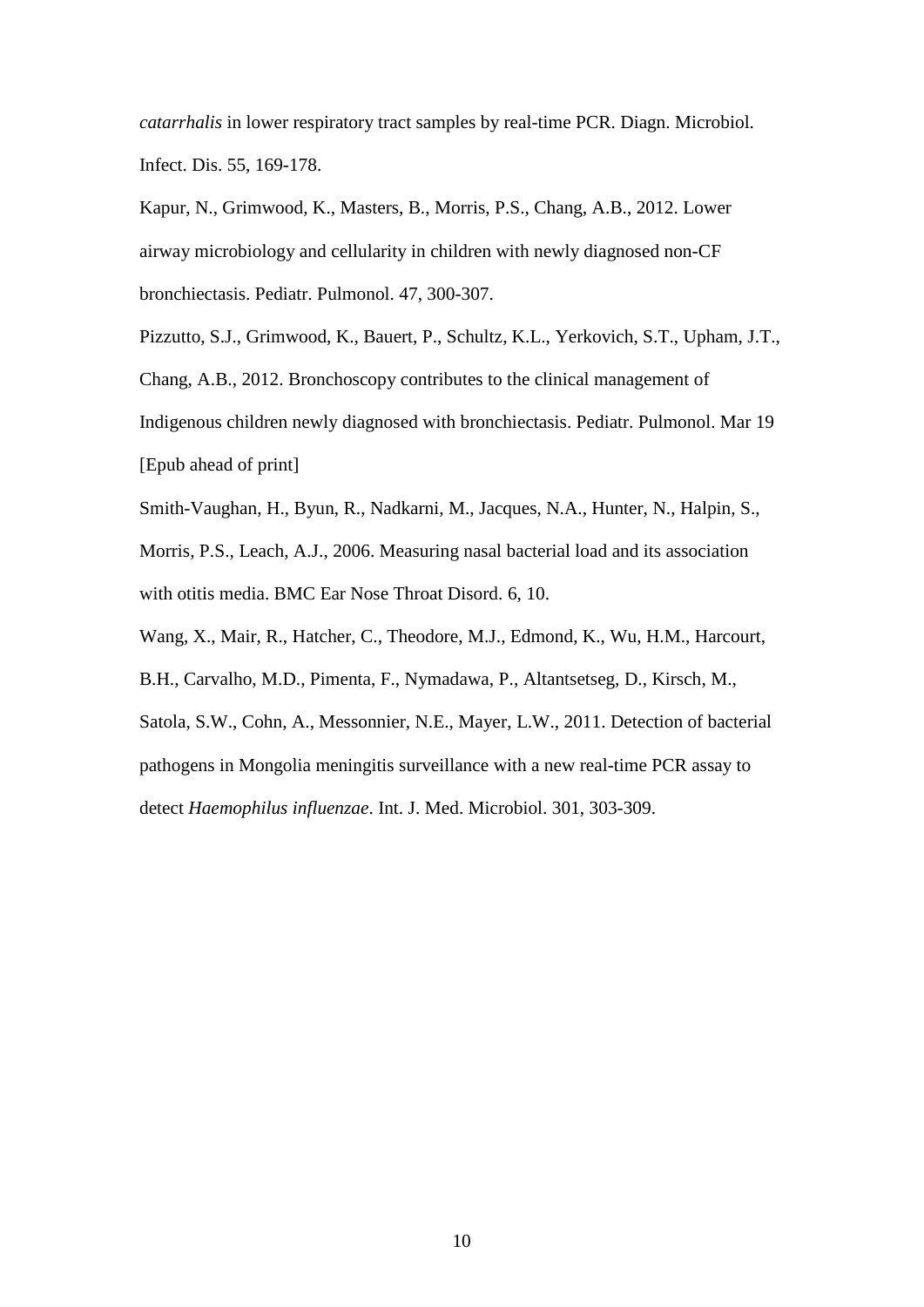*catarrhalis* in lower respiratory tract samples by real-time PCR. Diagn. Microbiol. Infect. Dis. 55, 169-178.

Kapur, N., Grimwood, K., Masters, B., Morris, P.S., Chang, A.B., 2012. Lower airway microbiology and cellularity in children with newly diagnosed non-CF bronchiectasis. Pediatr. Pulmonol. 47, 300-307.

Pizzutto, S.J., Grimwood, K., Bauert, P., Schultz, K.L., Yerkovich, S.T., Upham, J.T., Chang, A.B., 2012. Bronchoscopy contributes to the clinical management of Indigenous children newly diagnosed with bronchiectasis. Pediatr. Pulmonol. Mar 19 [Epub ahead of print]

Smith-Vaughan, H., Byun, R., Nadkarni, M., Jacques, N.A., Hunter, N., Halpin, S., Morris, P.S., Leach, A.J., 2006. Measuring nasal bacterial load and its association with otitis media. BMC Ear Nose Throat Disord. 6, 10.

Wang, X., Mair, R., Hatcher, C., Theodore, M.J., Edmond, K., Wu, H.M., Harcourt, B.H., Carvalho, M.D., Pimenta, F., Nymadawa, P., Altantsetseg, D., Kirsch, M., Satola, S.W., Cohn, A., Messonnier, N.E., Mayer, L.W., 2011. Detection of bacterial pathogens in Mongolia meningitis surveillance with a new real-time PCR assay to detect *Haemophilus influenzae*. Int. J. Med. Microbiol. 301, 303-309.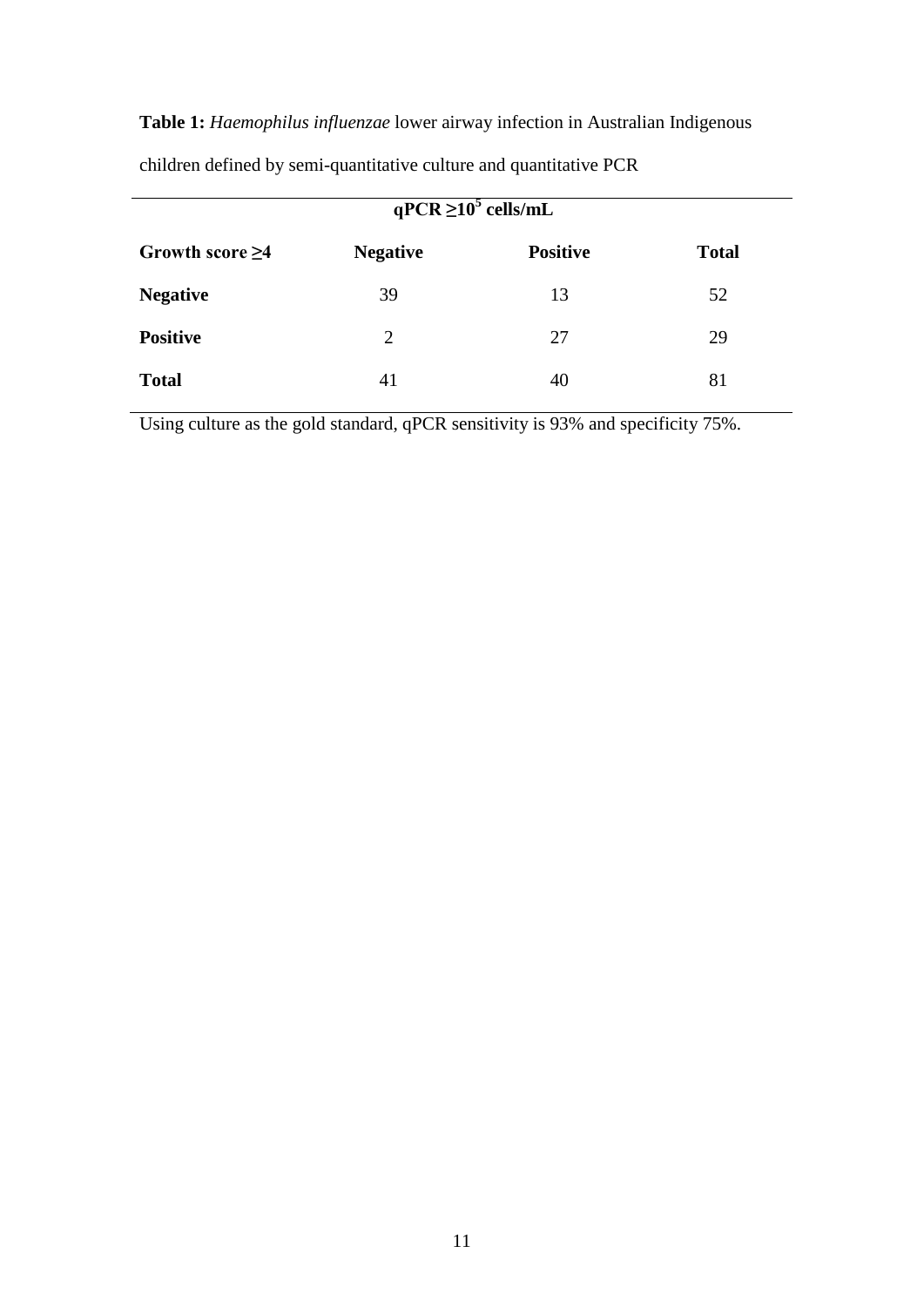**Table 1:** *Haemophilus influenzae* lower airway infection in Australian Indigenous children defined by semi-quantitative culture and quantitative PCR

| | qPCR $\geq 10^5$ cells/mL | | |
|---|---|---|---|
| **Growth score ≥4** | **Negative** | **Positive** | **Total** |
| **Negative** | 39 | 13 | 52 |
| **Positive** | 2 | 27 | 29 |
| **Total** | 41 | 40 | 81 |

Using culture as the gold standard, qPCR sensitivity is 93% and specificity 75%.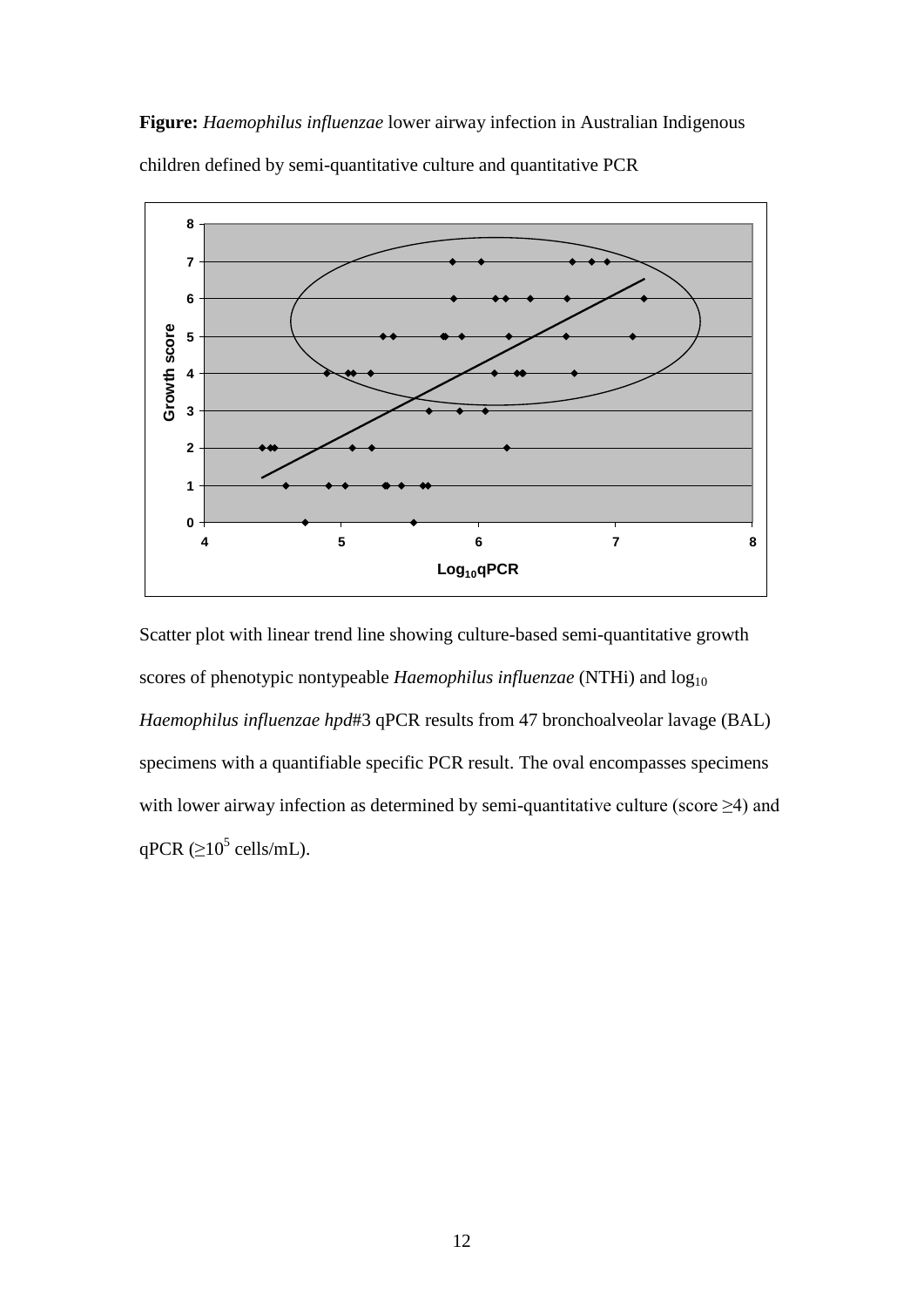**Figure:** *Haemophilus influenzae* lower airway infection in Australian Indigenous children defined by semi-quantitative culture and quantitative PCR

Scatter plot with linear trend line showing culture-based semi-quantitative growth scores of phenotypic nontypeable *Haemophilus influenzae* (NTHi) and $\log_{10}$ *Haemophilus influenzae hpd*#3 qPCR results from 47 bronchoalveolar lavage (BAL) specimens with a quantifiable specific PCR result. The oval encompasses specimens with lower airway infection as determined by semi-quantitative culture (score ≥4) and qPCR ($\geq 10^5$ cells/mL).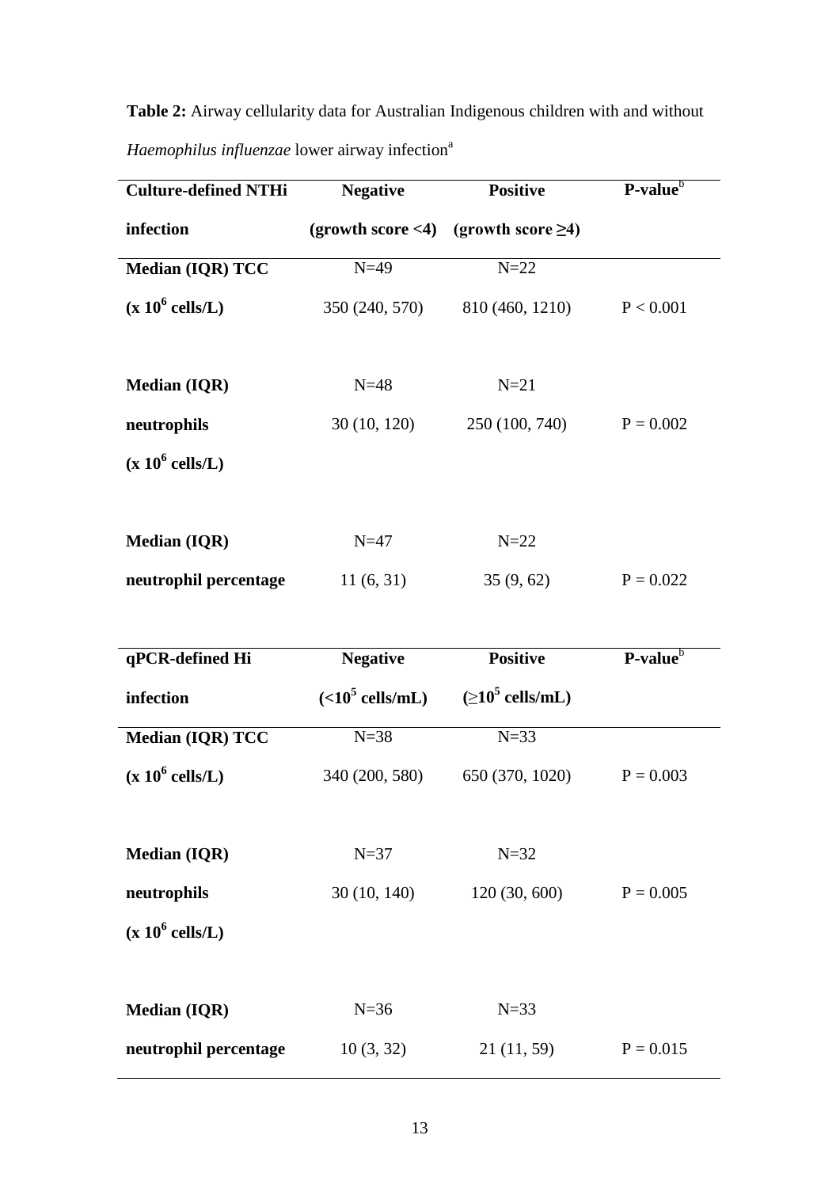**Table 2:** Airway cellularity data for Australian Indigenous children with and without *Haemophilus influenzae* lower airway infection[a]

| Culture-defined NTHi infection | Negative (growth score <4) | Positive (growth score ≥4) | P-value[b] |
|---|---|---|---|
| Median (IQR) TCC ($x\ 10^6$ cells/L) | N=49<br>350 (240, 570) | N=22<br>810 (460, 1210) | P < 0.001 |
| Median (IQR) neutrophils ($x\ 10^6$ cells/L) | N=48<br>30 (10, 120) | N=21<br>250 (100, 740) | P = 0.002 |
| Median (IQR) neutrophil percentage | N=47<br>11 (6, 31) | N=22<br>35 (9, 62) | P = 0.022 |

| qPCR-defined Hi infection | Negative ($<10^5$ cells/mL) | Positive ($\geq 10^5$ cells/mL) | P-value[b] |
|---|---|---|---|
| Median (IQR) TCC ($x\ 10^6$ cells/L) | N=38<br>340 (200, 580) | N=33<br>650 (370, 1020) | P = 0.003 |
| Median (IQR) neutrophils ($x\ 10^6$ cells/L) | N=37<br>30 (10, 140) | N=32<br>120 (30, 600) | P = 0.005 |
| Median (IQR) neutrophil percentage | N=36<br>10 (3, 32) | N=33<br>21 (11, 59) | P = 0.015 |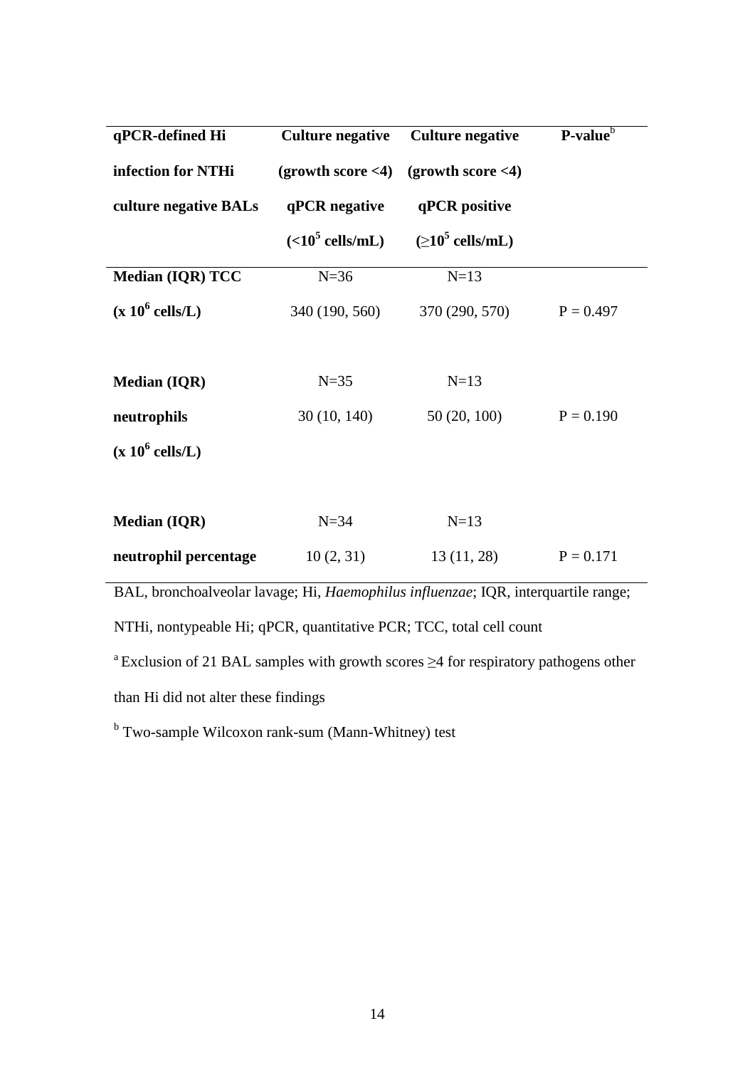| qPCR-defined Hi infection for NTHi culture negative BALs | Culture negative (growth score <4) qPCR negative ($<10^5$ cells/mL) | Culture negative (growth score <4) qPCR positive ($\geq 10^5$ cells/mL) | P-value[b] |
|---|---|---|---|
| Median (IQR) TCC ($x\ 10^6$ cells/L) | N=36<br>340 (190, 560) | N=13<br>370 (290, 570) | P = 0.497 |
| Median (IQR) neutrophils ($x\ 10^6$ cells/L) | N=35<br>30 (10, 140) | N=13<br>50 (20, 100) | P = 0.190 |
| Median (IQR) neutrophil percentage | N=34<br>10 (2, 31) | N=13<br>13 (11, 28) | P = 0.171 |

BAL, bronchoalveolar lavage; Hi, *Haemophilus influenzae*; IQR, interquartile range; NTHi, nontypeable Hi; qPCR, quantitative PCR; TCC, total cell count

[a] Exclusion of 21 BAL samples with growth scores ≥4 for respiratory pathogens other than Hi did not alter these findings

[b] Two-sample Wilcoxon rank-sum (Mann-Whitney) test